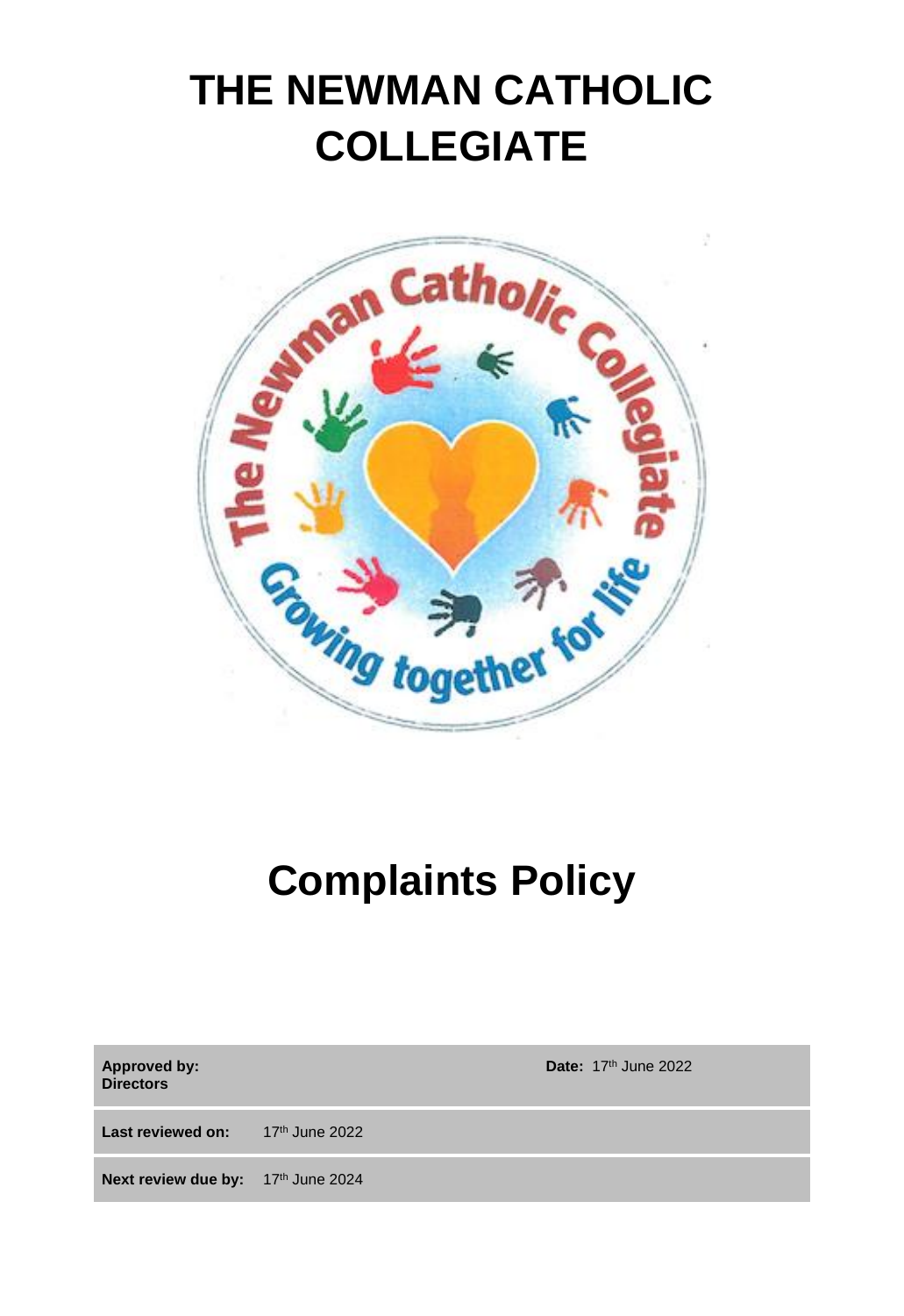# THE NEWMAN CATHOLIC COLLEGIATE

# Complaints Policy

| **Approved by: Directors** | | **Date:** 17th June 2022 |
|---|---|---|
| **Last reviewed on:** | 17th June 2022 | |
| **Next review due by:** | 17th June 2024 | |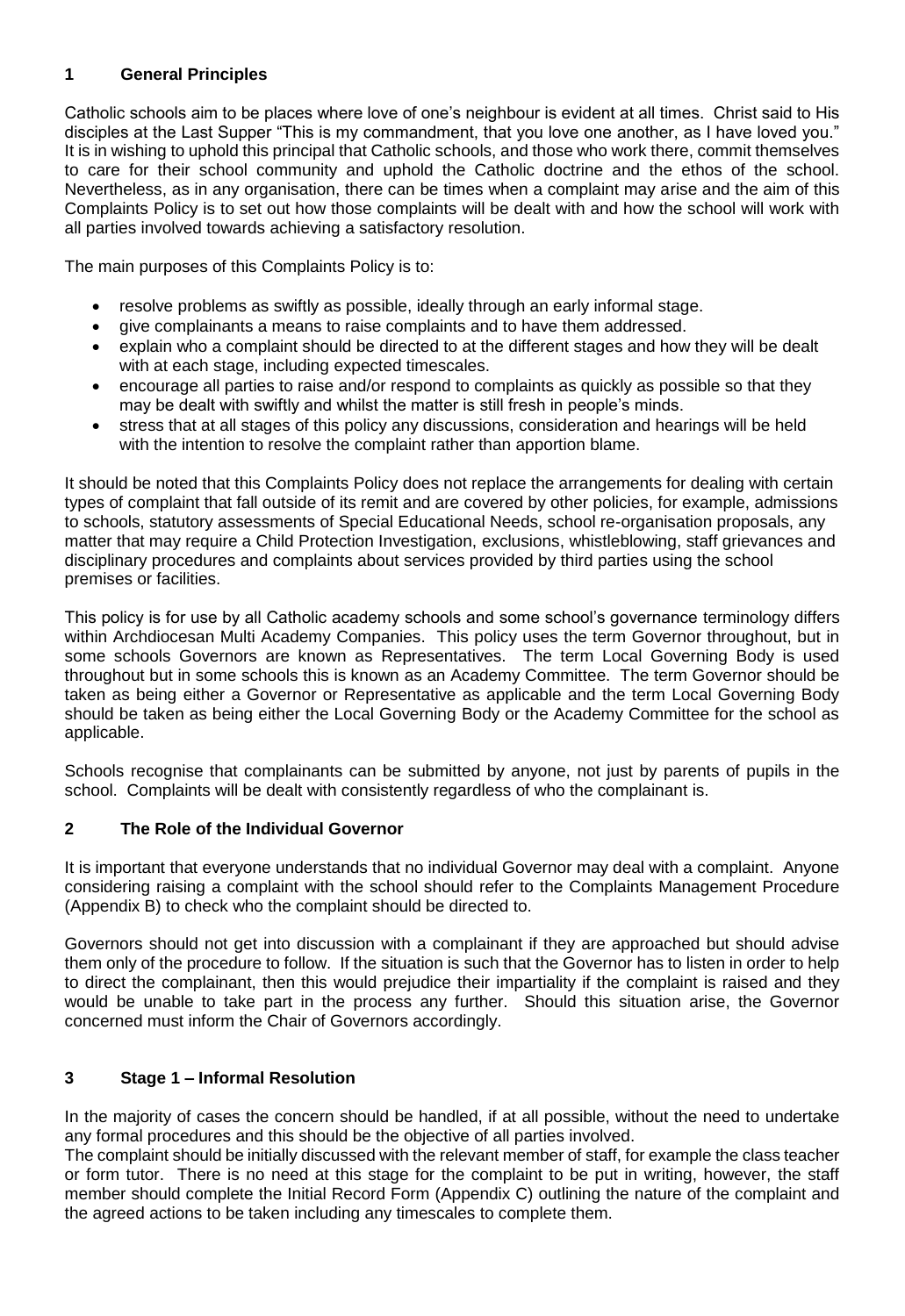## 1 General Principles

Catholic schools aim to be places where love of one's neighbour is evident at all times. Christ said to His disciples at the Last Supper "This is my commandment, that you love one another, as I have loved you." It is in wishing to uphold this principal that Catholic schools, and those who work there, commit themselves to care for their school community and uphold the Catholic doctrine and the ethos of the school. Nevertheless, as in any organisation, there can be times when a complaint may arise and the aim of this Complaints Policy is to set out how those complaints will be dealt with and how the school will work with all parties involved towards achieving a satisfactory resolution.

The main purposes of this Complaints Policy is to:

- resolve problems as swiftly as possible, ideally through an early informal stage.
- give complainants a means to raise complaints and to have them addressed.
- explain who a complaint should be directed to at the different stages and how they will be dealt with at each stage, including expected timescales.
- encourage all parties to raise and/or respond to complaints as quickly as possible so that they may be dealt with swiftly and whilst the matter is still fresh in people's minds.
- stress that at all stages of this policy any discussions, consideration and hearings will be held with the intention to resolve the complaint rather than apportion blame.

It should be noted that this Complaints Policy does not replace the arrangements for dealing with certain types of complaint that fall outside of its remit and are covered by other policies, for example, admissions to schools, statutory assessments of Special Educational Needs, school re-organisation proposals, any matter that may require a Child Protection Investigation, exclusions, whistleblowing, staff grievances and disciplinary procedures and complaints about services provided by third parties using the school premises or facilities.

This policy is for use by all Catholic academy schools and some school's governance terminology differs within Archdiocesan Multi Academy Companies. This policy uses the term Governor throughout, but in some schools Governors are known as Representatives. The term Local Governing Body is used throughout but in some schools this is known as an Academy Committee. The term Governor should be taken as being either a Governor or Representative as applicable and the term Local Governing Body should be taken as being either the Local Governing Body or the Academy Committee for the school as applicable.

Schools recognise that complainants can be submitted by anyone, not just by parents of pupils in the school. Complaints will be dealt with consistently regardless of who the complainant is.

## 2 The Role of the Individual Governor

It is important that everyone understands that no individual Governor may deal with a complaint. Anyone considering raising a complaint with the school should refer to the Complaints Management Procedure (Appendix B) to check who the complaint should be directed to.

Governors should not get into discussion with a complainant if they are approached but should advise them only of the procedure to follow. If the situation is such that the Governor has to listen in order to help to direct the complainant, then this would prejudice their impartiality if the complaint is raised and they would be unable to take part in the process any further. Should this situation arise, the Governor concerned must inform the Chair of Governors accordingly.

## 3 Stage 1 – Informal Resolution

In the majority of cases the concern should be handled, if at all possible, without the need to undertake any formal procedures and this should be the objective of all parties involved.
The complaint should be initially discussed with the relevant member of staff, for example the class teacher or form tutor. There is no need at this stage for the complaint to be put in writing, however, the staff member should complete the Initial Record Form (Appendix C) outlining the nature of the complaint and the agreed actions to be taken including any timescales to complete them.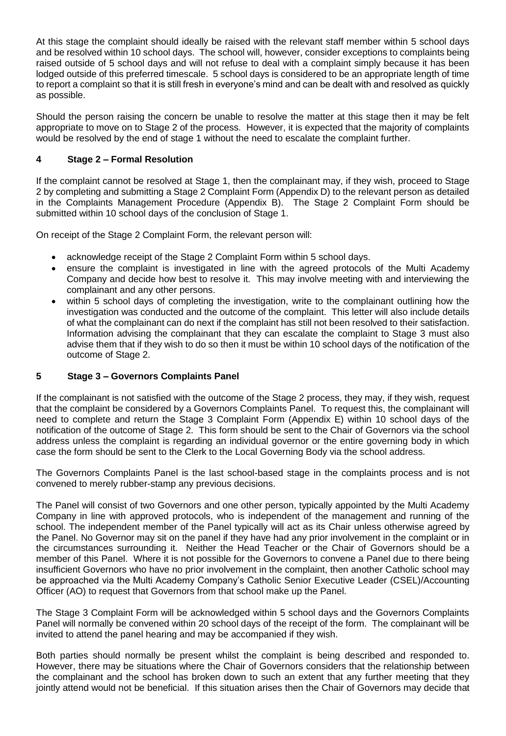At this stage the complaint should ideally be raised with the relevant staff member within 5 school days and be resolved within 10 school days. The school will, however, consider exceptions to complaints being raised outside of 5 school days and will not refuse to deal with a complaint simply because it has been lodged outside of this preferred timescale. 5 school days is considered to be an appropriate length of time to report a complaint so that it is still fresh in everyone's mind and can be dealt with and resolved as quickly as possible.

Should the person raising the concern be unable to resolve the matter at this stage then it may be felt appropriate to move on to Stage 2 of the process. However, it is expected that the majority of complaints would be resolved by the end of stage 1 without the need to escalate the complaint further.

## 4 Stage 2 – Formal Resolution

If the complaint cannot be resolved at Stage 1, then the complainant may, if they wish, proceed to Stage 2 by completing and submitting a Stage 2 Complaint Form (Appendix D) to the relevant person as detailed in the Complaints Management Procedure (Appendix B). The Stage 2 Complaint Form should be submitted within 10 school days of the conclusion of Stage 1.

On receipt of the Stage 2 Complaint Form, the relevant person will:

- acknowledge receipt of the Stage 2 Complaint Form within 5 school days.
- ensure the complaint is investigated in line with the agreed protocols of the Multi Academy Company and decide how best to resolve it. This may involve meeting with and interviewing the complainant and any other persons.
- within 5 school days of completing the investigation, write to the complainant outlining how the investigation was conducted and the outcome of the complaint. This letter will also include details of what the complainant can do next if the complaint has still not been resolved to their satisfaction. Information advising the complainant that they can escalate the complaint to Stage 3 must also advise them that if they wish to do so then it must be within 10 school days of the notification of the outcome of Stage 2.

## 5 Stage 3 – Governors Complaints Panel

If the complainant is not satisfied with the outcome of the Stage 2 process, they may, if they wish, request that the complaint be considered by a Governors Complaints Panel. To request this, the complainant will need to complete and return the Stage 3 Complaint Form (Appendix E) within 10 school days of the notification of the outcome of Stage 2. This form should be sent to the Chair of Governors via the school address unless the complaint is regarding an individual governor or the entire governing body in which case the form should be sent to the Clerk to the Local Governing Body via the school address.

The Governors Complaints Panel is the last school-based stage in the complaints process and is not convened to merely rubber-stamp any previous decisions.

The Panel will consist of two Governors and one other person, typically appointed by the Multi Academy Company in line with approved protocols, who is independent of the management and running of the school. The independent member of the Panel typically will act as its Chair unless otherwise agreed by the Panel. No Governor may sit on the panel if they have had any prior involvement in the complaint or in the circumstances surrounding it. Neither the Head Teacher or the Chair of Governors should be a member of this Panel. Where it is not possible for the Governors to convene a Panel due to there being insufficient Governors who have no prior involvement in the complaint, then another Catholic school may be approached via the Multi Academy Company's Catholic Senior Executive Leader (CSEL)/Accounting Officer (AO) to request that Governors from that school make up the Panel.

The Stage 3 Complaint Form will be acknowledged within 5 school days and the Governors Complaints Panel will normally be convened within 20 school days of the receipt of the form. The complainant will be invited to attend the panel hearing and may be accompanied if they wish.

Both parties should normally be present whilst the complaint is being described and responded to. However, there may be situations where the Chair of Governors considers that the relationship between the complainant and the school has broken down to such an extent that any further meeting that they jointly attend would not be beneficial. If this situation arises then the Chair of Governors may decide that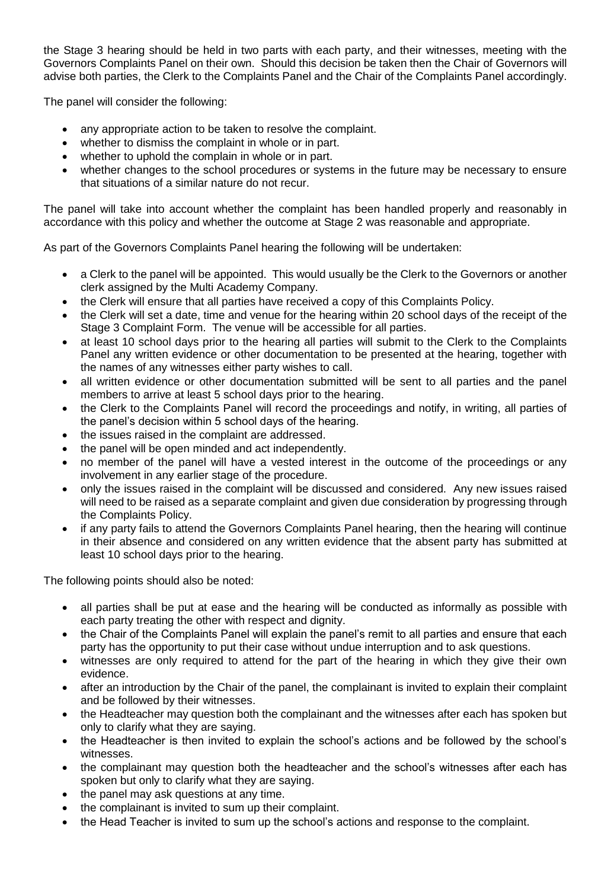the Stage 3 hearing should be held in two parts with each party, and their witnesses, meeting with the Governors Complaints Panel on their own. Should this decision be taken then the Chair of Governors will advise both parties, the Clerk to the Complaints Panel and the Chair of the Complaints Panel accordingly.

The panel will consider the following:

- any appropriate action to be taken to resolve the complaint.
- whether to dismiss the complaint in whole or in part.
- whether to uphold the complain in whole or in part.
- whether changes to the school procedures or systems in the future may be necessary to ensure that situations of a similar nature do not recur.

The panel will take into account whether the complaint has been handled properly and reasonably in accordance with this policy and whether the outcome at Stage 2 was reasonable and appropriate.

As part of the Governors Complaints Panel hearing the following will be undertaken:

- a Clerk to the panel will be appointed. This would usually be the Clerk to the Governors or another clerk assigned by the Multi Academy Company.
- the Clerk will ensure that all parties have received a copy of this Complaints Policy.
- the Clerk will set a date, time and venue for the hearing within 20 school days of the receipt of the Stage 3 Complaint Form. The venue will be accessible for all parties.
- at least 10 school days prior to the hearing all parties will submit to the Clerk to the Complaints Panel any written evidence or other documentation to be presented at the hearing, together with the names of any witnesses either party wishes to call.
- all written evidence or other documentation submitted will be sent to all parties and the panel members to arrive at least 5 school days prior to the hearing.
- the Clerk to the Complaints Panel will record the proceedings and notify, in writing, all parties of the panel's decision within 5 school days of the hearing.
- the issues raised in the complaint are addressed.
- the panel will be open minded and act independently.
- no member of the panel will have a vested interest in the outcome of the proceedings or any involvement in any earlier stage of the procedure.
- only the issues raised in the complaint will be discussed and considered. Any new issues raised will need to be raised as a separate complaint and given due consideration by progressing through the Complaints Policy.
- if any party fails to attend the Governors Complaints Panel hearing, then the hearing will continue in their absence and considered on any written evidence that the absent party has submitted at least 10 school days prior to the hearing.

The following points should also be noted:

- all parties shall be put at ease and the hearing will be conducted as informally as possible with each party treating the other with respect and dignity.
- the Chair of the Complaints Panel will explain the panel's remit to all parties and ensure that each party has the opportunity to put their case without undue interruption and to ask questions.
- witnesses are only required to attend for the part of the hearing in which they give their own evidence.
- after an introduction by the Chair of the panel, the complainant is invited to explain their complaint and be followed by their witnesses.
- the Headteacher may question both the complainant and the witnesses after each has spoken but only to clarify what they are saying.
- the Headteacher is then invited to explain the school's actions and be followed by the school's witnesses.
- the complainant may question both the headteacher and the school's witnesses after each has spoken but only to clarify what they are saying.
- the panel may ask questions at any time.
- the complainant is invited to sum up their complaint.
- the Head Teacher is invited to sum up the school's actions and response to the complaint.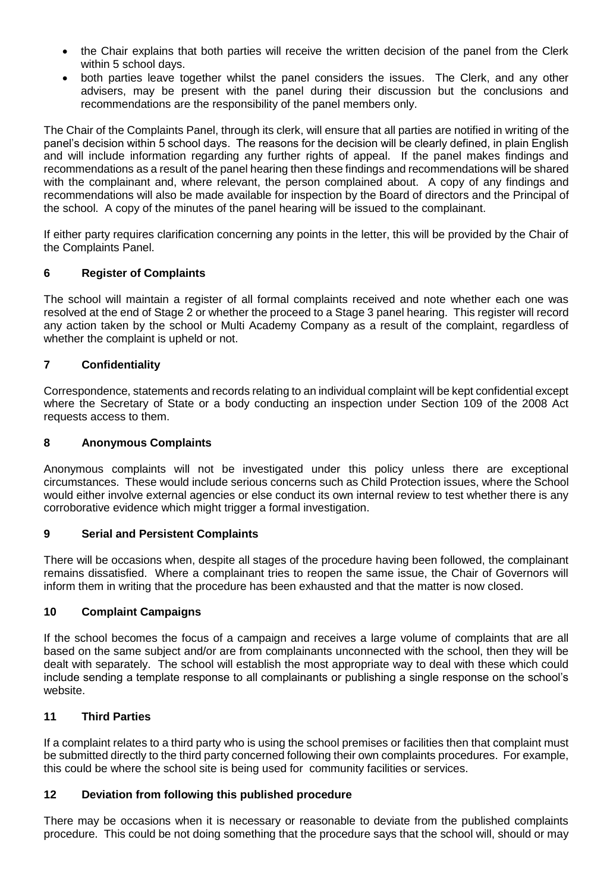- the Chair explains that both parties will receive the written decision of the panel from the Clerk within 5 school days.
- both parties leave together whilst the panel considers the issues. The Clerk, and any other advisers, may be present with the panel during their discussion but the conclusions and recommendations are the responsibility of the panel members only.

The Chair of the Complaints Panel, through its clerk, will ensure that all parties are notified in writing of the panel's decision within 5 school days. The reasons for the decision will be clearly defined, in plain English and will include information regarding any further rights of appeal. If the panel makes findings and recommendations as a result of the panel hearing then these findings and recommendations will be shared with the complainant and, where relevant, the person complained about. A copy of any findings and recommendations will also be made available for inspection by the Board of directors and the Principal of the school. A copy of the minutes of the panel hearing will be issued to the complainant.

If either party requires clarification concerning any points in the letter, this will be provided by the Chair of the Complaints Panel.

## 6 Register of Complaints

The school will maintain a register of all formal complaints received and note whether each one was resolved at the end of Stage 2 or whether the proceed to a Stage 3 panel hearing. This register will record any action taken by the school or Multi Academy Company as a result of the complaint, regardless of whether the complaint is upheld or not.

## 7 Confidentiality

Correspondence, statements and records relating to an individual complaint will be kept confidential except where the Secretary of State or a body conducting an inspection under Section 109 of the 2008 Act requests access to them.

## 8 Anonymous Complaints

Anonymous complaints will not be investigated under this policy unless there are exceptional circumstances. These would include serious concerns such as Child Protection issues, where the School would either involve external agencies or else conduct its own internal review to test whether there is any corroborative evidence which might trigger a formal investigation.

## 9 Serial and Persistent Complaints

There will be occasions when, despite all stages of the procedure having been followed, the complainant remains dissatisfied. Where a complainant tries to reopen the same issue, the Chair of Governors will inform them in writing that the procedure has been exhausted and that the matter is now closed.

## 10 Complaint Campaigns

If the school becomes the focus of a campaign and receives a large volume of complaints that are all based on the same subject and/or are from complainants unconnected with the school, then they will be dealt with separately. The school will establish the most appropriate way to deal with these which could include sending a template response to all complainants or publishing a single response on the school's website.

## 11 Third Parties

If a complaint relates to a third party who is using the school premises or facilities then that complaint must be submitted directly to the third party concerned following their own complaints procedures. For example, this could be where the school site is being used for community facilities or services.

## 12 Deviation from following this published procedure

There may be occasions when it is necessary or reasonable to deviate from the published complaints procedure. This could be not doing something that the procedure says that the school will, should or may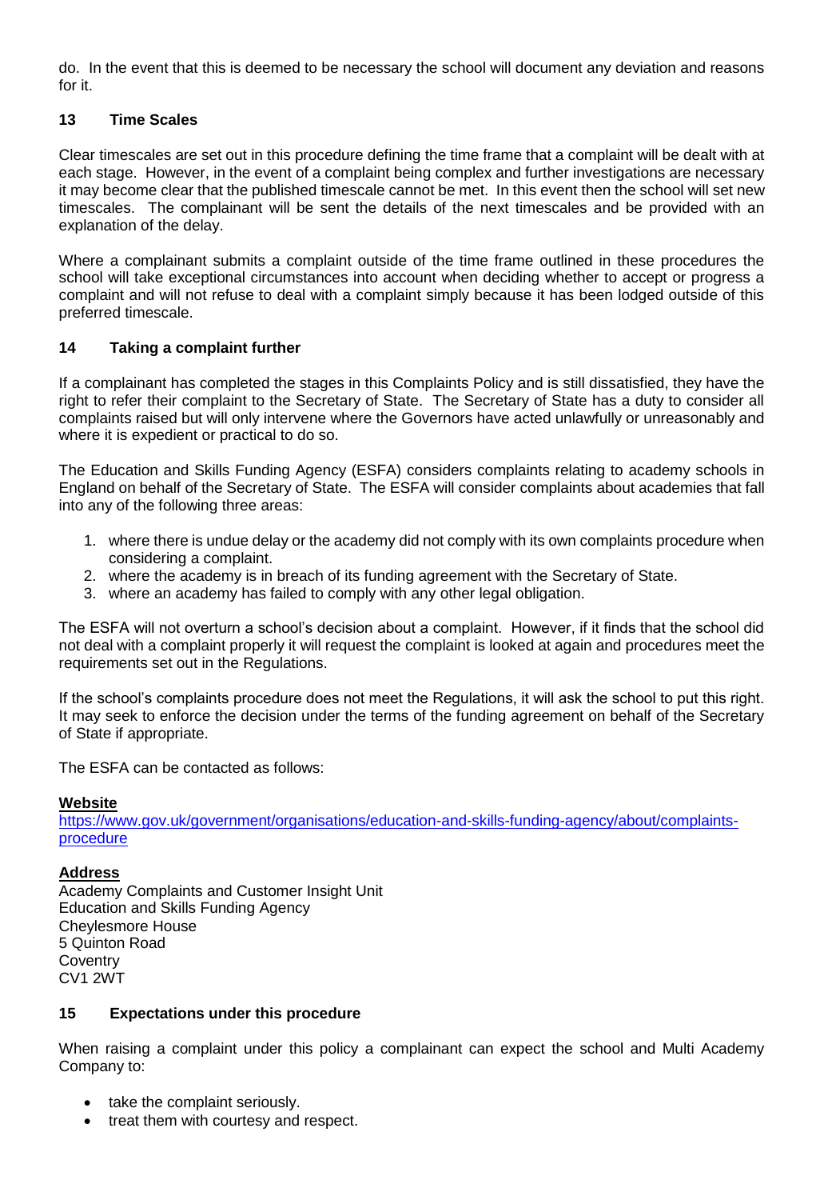do. In the event that this is deemed to be necessary the school will document any deviation and reasons for it.

## 13 Time Scales

Clear timescales are set out in this procedure defining the time frame that a complaint will be dealt with at each stage. However, in the event of a complaint being complex and further investigations are necessary it may become clear that the published timescale cannot be met. In this event then the school will set new timescales. The complainant will be sent the details of the next timescales and be provided with an explanation of the delay.

Where a complainant submits a complaint outside of the time frame outlined in these procedures the school will take exceptional circumstances into account when deciding whether to accept or progress a complaint and will not refuse to deal with a complaint simply because it has been lodged outside of this preferred timescale.

## 14 Taking a complaint further

If a complainant has completed the stages in this Complaints Policy and is still dissatisfied, they have the right to refer their complaint to the Secretary of State. The Secretary of State has a duty to consider all complaints raised but will only intervene where the Governors have acted unlawfully or unreasonably and where it is expedient or practical to do so.

The Education and Skills Funding Agency (ESFA) considers complaints relating to academy schools in England on behalf of the Secretary of State. The ESFA will consider complaints about academies that fall into any of the following three areas:

1. where there is undue delay or the academy did not comply with its own complaints procedure when considering a complaint.
2. where the academy is in breach of its funding agreement with the Secretary of State.
3. where an academy has failed to comply with any other legal obligation.

The ESFA will not overturn a school's decision about a complaint. However, if it finds that the school did not deal with a complaint properly it will request the complaint is looked at again and procedures meet the requirements set out in the Regulations.

If the school's complaints procedure does not meet the Regulations, it will ask the school to put this right. It may seek to enforce the decision under the terms of the funding agreement on behalf of the Secretary of State if appropriate.

The ESFA can be contacted as follows:

**Website**
[https://www.gov.uk/government/organisations/education-and-skills-funding-agency/about/complaints-procedure](https://www.gov.uk/government/organisations/education-and-skills-funding-agency/about/complaints-procedure)

**Address**
Academy Complaints and Customer Insight Unit
Education and Skills Funding Agency
Cheylesmore House
5 Quinton Road
Coventry
CV1 2WT

## 15 Expectations under this procedure

When raising a complaint under this policy a complainant can expect the school and Multi Academy Company to:

- take the complaint seriously.
- treat them with courtesy and respect.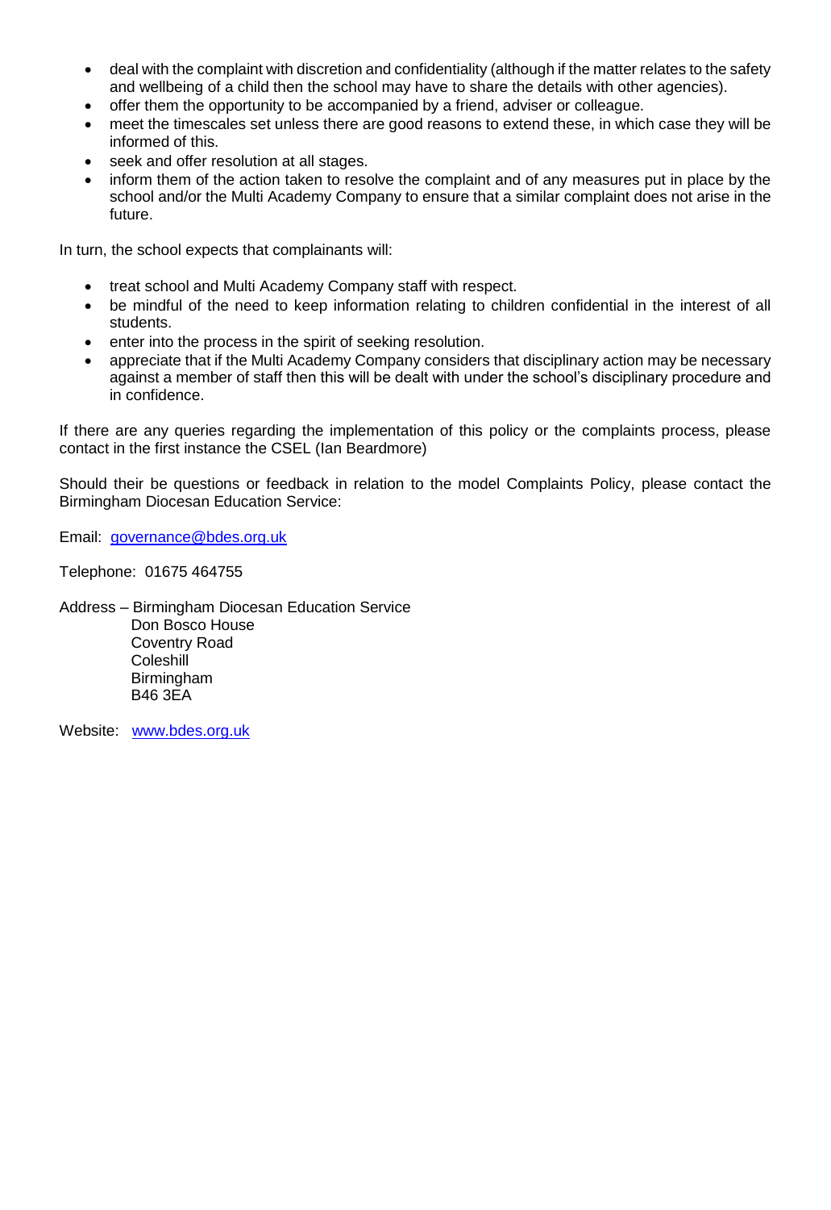- deal with the complaint with discretion and confidentiality (although if the matter relates to the safety and wellbeing of a child then the school may have to share the details with other agencies).
- offer them the opportunity to be accompanied by a friend, adviser or colleague.
- meet the timescales set unless there are good reasons to extend these, in which case they will be informed of this.
- seek and offer resolution at all stages.
- inform them of the action taken to resolve the complaint and of any measures put in place by the school and/or the Multi Academy Company to ensure that a similar complaint does not arise in the future.

In turn, the school expects that complainants will:

- treat school and Multi Academy Company staff with respect.
- be mindful of the need to keep information relating to children confidential in the interest of all students.
- enter into the process in the spirit of seeking resolution.
- appreciate that if the Multi Academy Company considers that disciplinary action may be necessary against a member of staff then this will be dealt with under the school's disciplinary procedure and in confidence.

If there are any queries regarding the implementation of this policy or the complaints process, please contact in the first instance the CSEL (Ian Beardmore)

Should their be questions or feedback in relation to the model Complaints Policy, please contact the Birmingham Diocesan Education Service:

Email: governance@bdes.org.uk

Telephone: 01675 464755

Address – Birmingham Diocesan Education Service
Don Bosco House
Coventry Road
Coleshill
Birmingham
B46 3EA

Website: www.bdes.org.uk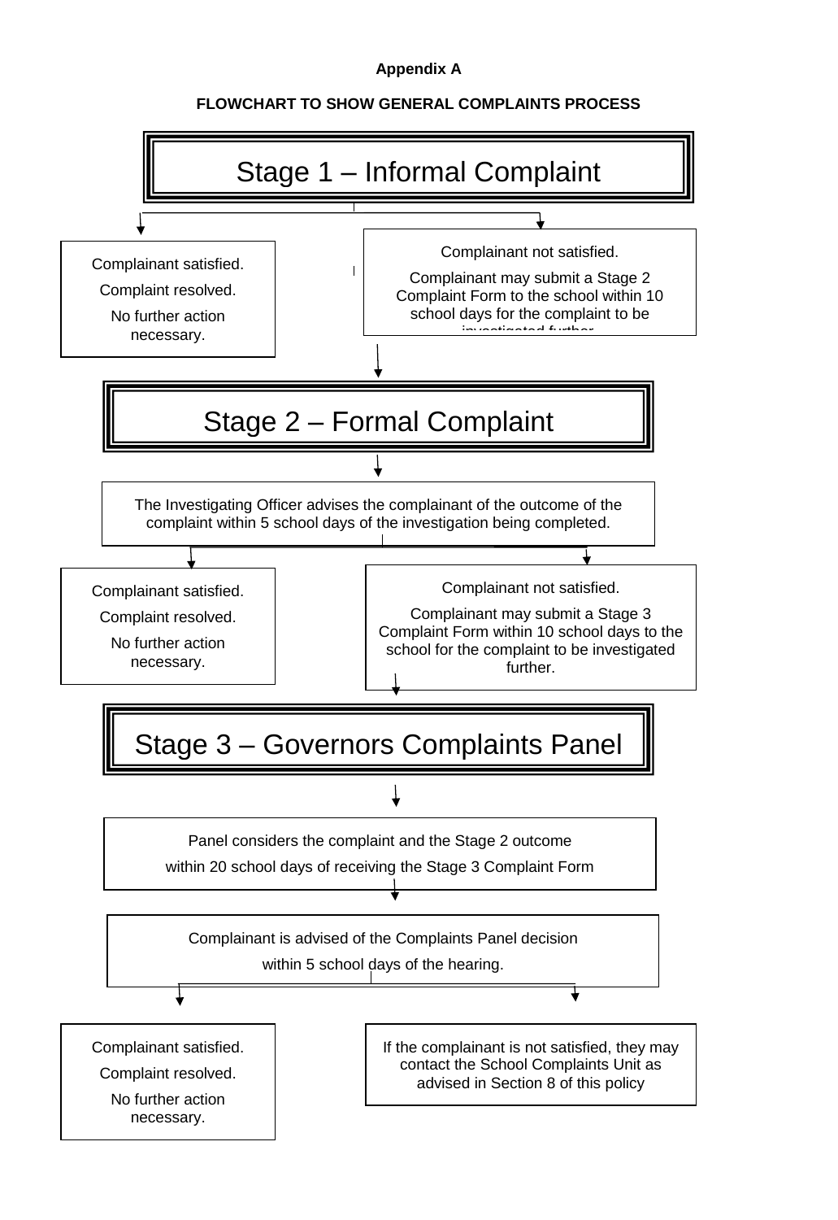**Appendix A**

**FLOWCHART TO SHOW GENERAL COMPLAINTS PROCESS**

# Stage 1 – Informal Complaint

Complainant satisfied.

Complaint resolved.

No further action necessary.

Complainant not satisfied.

Complainant may submit a Stage 2 Complaint Form to the school within 10 school days for the complaint to be investigated further.

# Stage 2 – Formal Complaint

The Investigating Officer advises the complainant of the outcome of the complaint within 5 school days of the investigation being completed.

Complainant satisfied.

Complaint resolved.

No further action necessary.

Complainant not satisfied.

Complainant may submit a Stage 3 Complaint Form within 10 school days to the school for the complaint to be investigated further.

# Stage 3 – Governors Complaints Panel

Panel considers the complaint and the Stage 2 outcome

within 20 school days of receiving the Stage 3 Complaint Form

Complainant is advised of the Complaints Panel decision

within 5 school days of the hearing.

Complainant satisfied.

Complaint resolved.

No further action necessary.

If the complainant is not satisfied, they may contact the School Complaints Unit as advised in Section 8 of this policy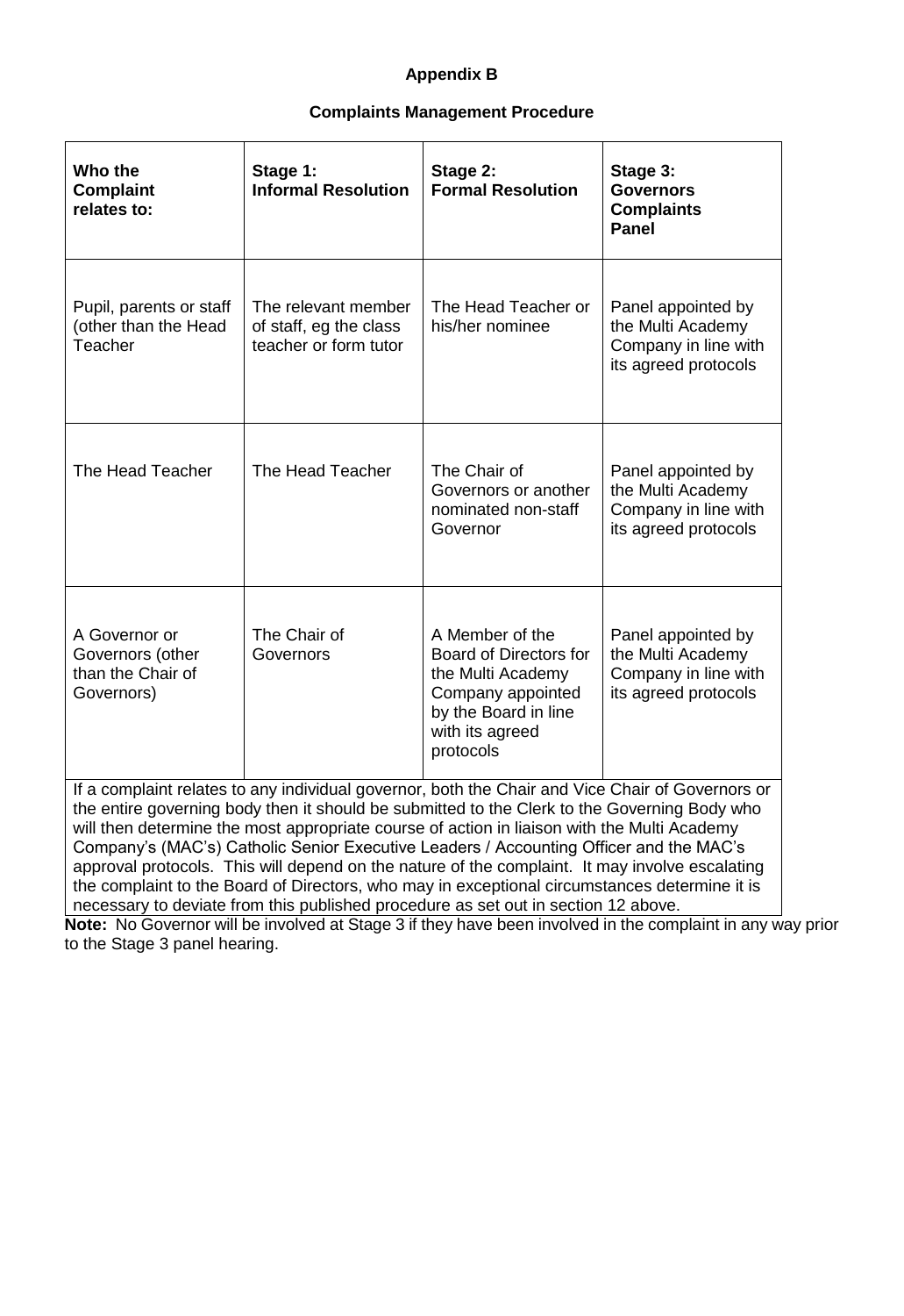**Appendix B**

**Complaints Management Procedure**

| **Who the Complaint relates to:** | **Stage 1: Informal Resolution** | **Stage 2: Formal Resolution** | **Stage 3: Governors Complaints Panel** |
|---|---|---|---|
| Pupil, parents or staff (other than the Head Teacher | The relevant member of staff, eg the class teacher or form tutor | The Head Teacher or his/her nominee | Panel appointed by the Multi Academy Company in line with its agreed protocols |
| The Head Teacher | The Head Teacher | The Chair of Governors or another nominated non-staff Governor | Panel appointed by the Multi Academy Company in line with its agreed protocols |
| A Governor or Governors (other than the Chair of Governors) | The Chair of Governors | A Member of the Board of Directors for the Multi Academy Company appointed by the Board in line with its agreed protocols | Panel appointed by the Multi Academy Company in line with its agreed protocols |

If a complaint relates to any individual governor, both the Chair and Vice Chair of Governors or the entire governing body then it should be submitted to the Clerk to the Governing Body who will then determine the most appropriate course of action in liaison with the Multi Academy Company's (MAC's) Catholic Senior Executive Leaders / Accounting Officer and the MAC's approval protocols. This will depend on the nature of the complaint. It may involve escalating the complaint to the Board of Directors, who may in exceptional circumstances determine it is necessary to deviate from this published procedure as set out in section 12 above.

**Note:** No Governor will be involved at Stage 3 if they have been involved in the complaint in any way prior to the Stage 3 panel hearing.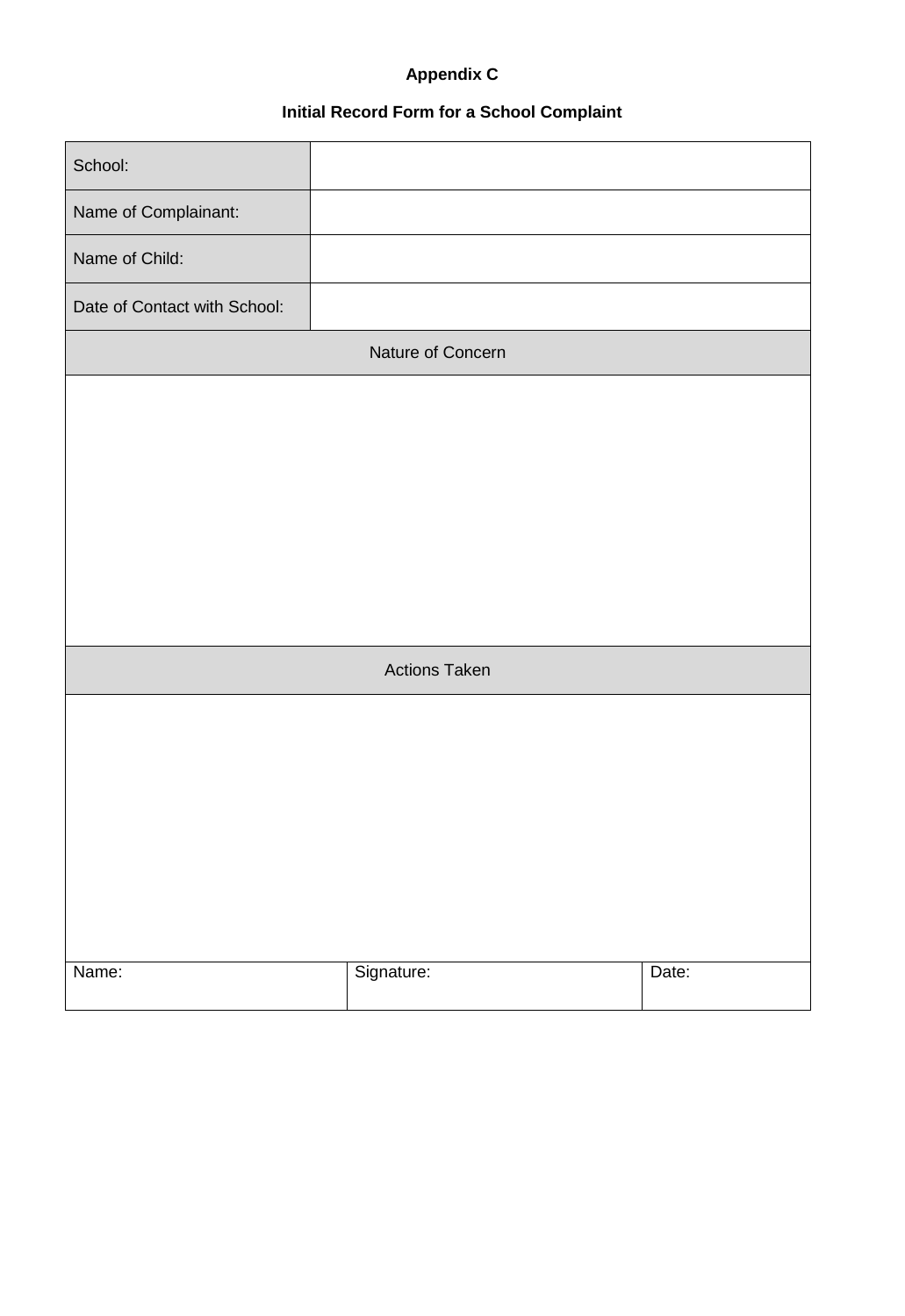**Appendix C**

**Initial Record Form for a School Complaint**

| School: | | |
|---|---|---|
| Name of Complainant: | | |
| Name of Child: | | |
| Date of Contact with School: | | |
| Nature of Concern | | |
| | | |
| Actions Taken | | |
| | | |
| Name: | Signature: | Date: |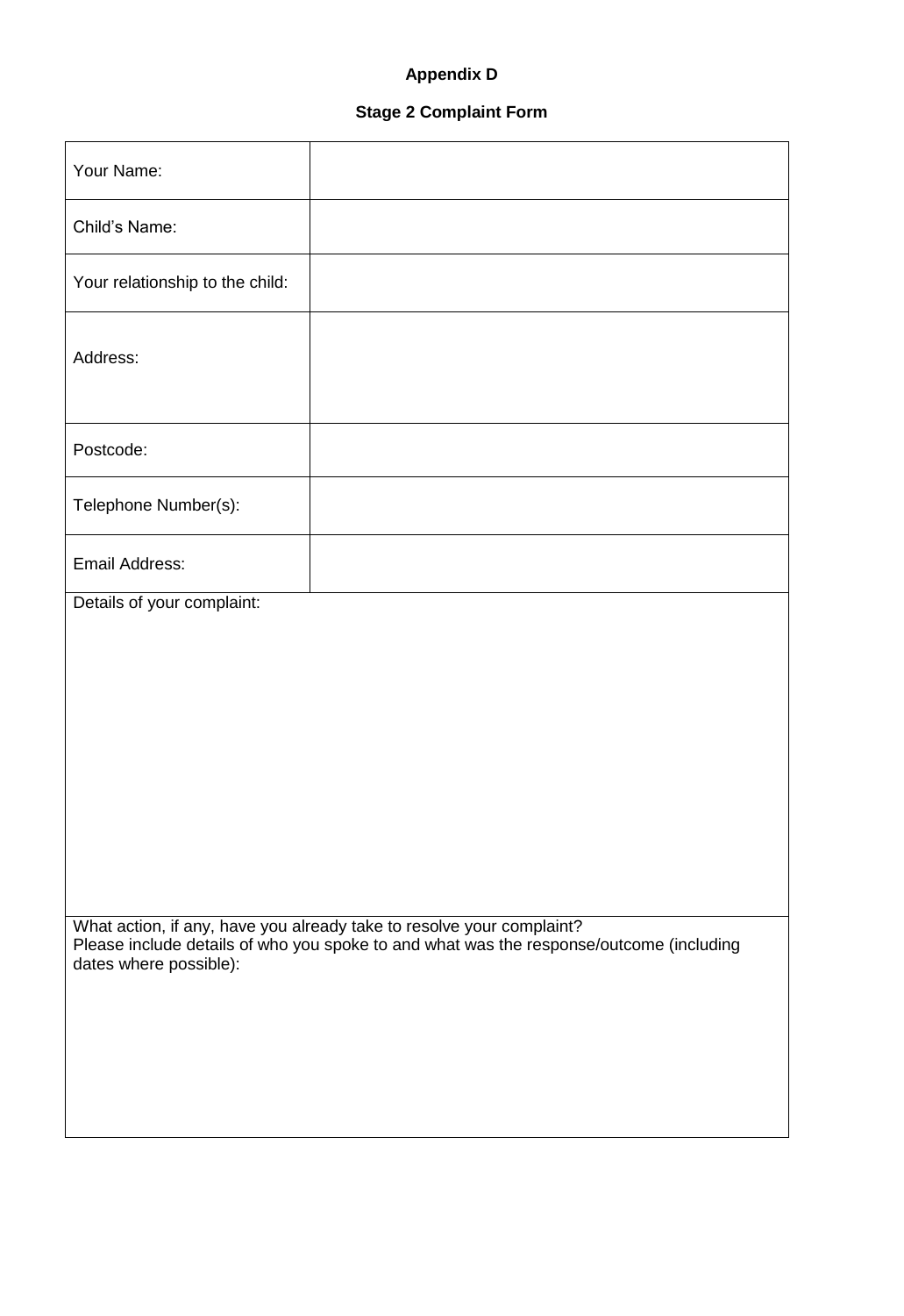**Appendix D**

**Stage 2 Complaint Form**

| | |
|---|---|
| Your Name: | |
| Child's Name: | |
| Your relationship to the child: | |
| Address: | |
| Postcode: | |
| Telephone Number(s): | |
| Email Address: | |

Details of your complaint:

What action, if any, have you already take to resolve your complaint?
Please include details of who you spoke to and what was the response/outcome (including dates where possible):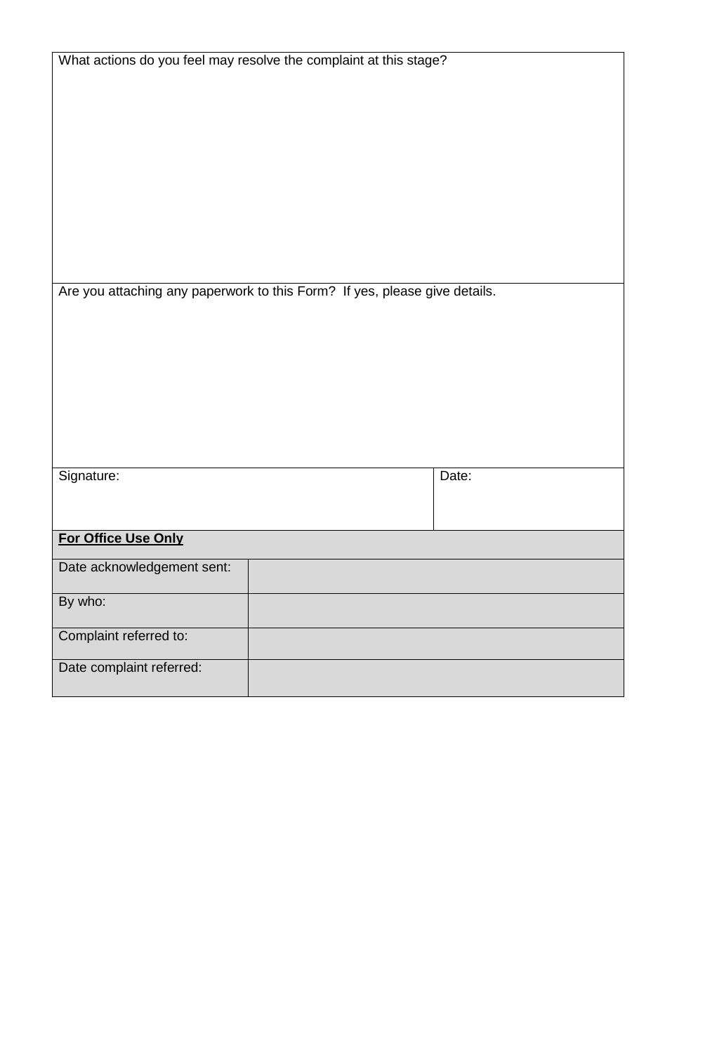| What actions do you feel may resolve the complaint at this stage? | |
|---|---|
| | |

| Are you attaching any paperwork to this Form? If yes, please give details. | |
|---|---|
| | |

| Signature: | Date: |
|---|---|
| | |

| **For Office Use Only** | |
|---|---|
| Date acknowledgement sent: | |
| By who: | |
| Complaint referred to: | |
| Date complaint referred: | |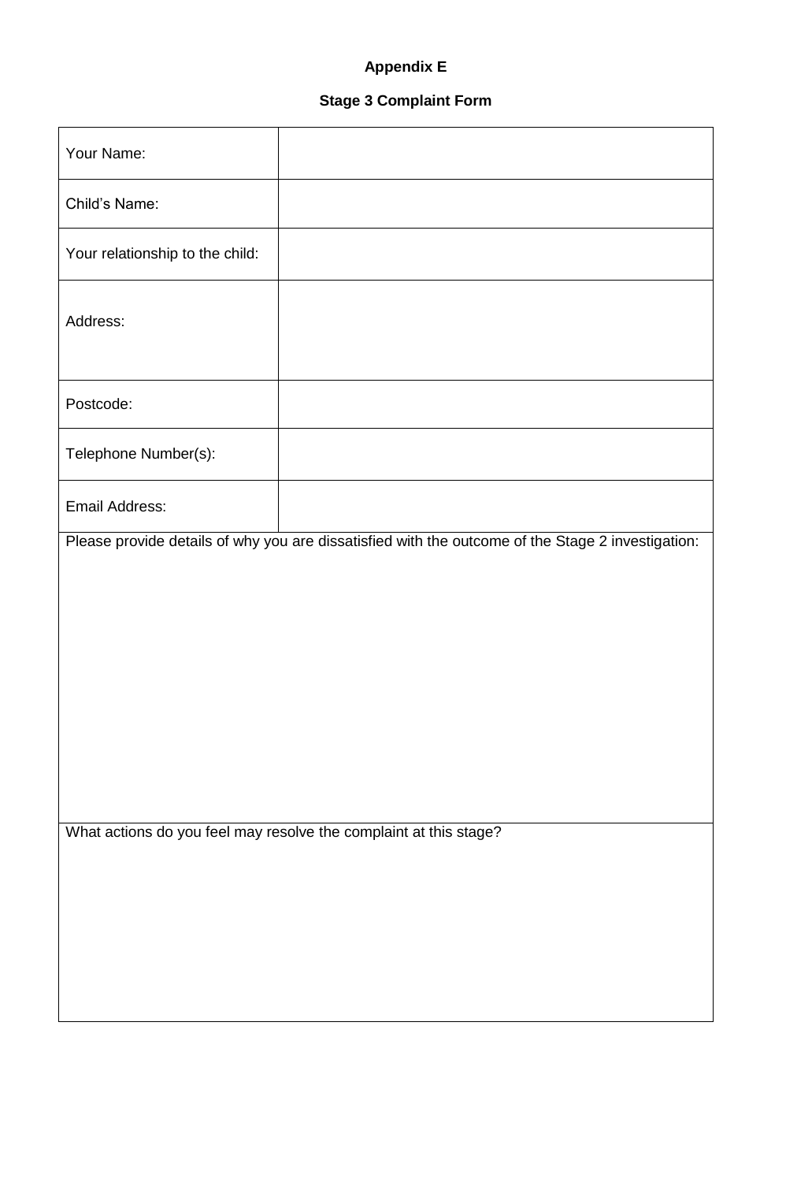**Appendix E**

**Stage 3 Complaint Form**

| Your Name: | |
|---|---|
| Child’s Name: | |
| Your relationship to the child: | |
| Address: | |
| Postcode: | |
| Telephone Number(s): | |
| Email Address: | |

| Please provide details of why you are dissatisfied with the outcome of the Stage 2 investigation: |
|---|
| |

| What actions do you feel may resolve the complaint at this stage? |
|---|
| |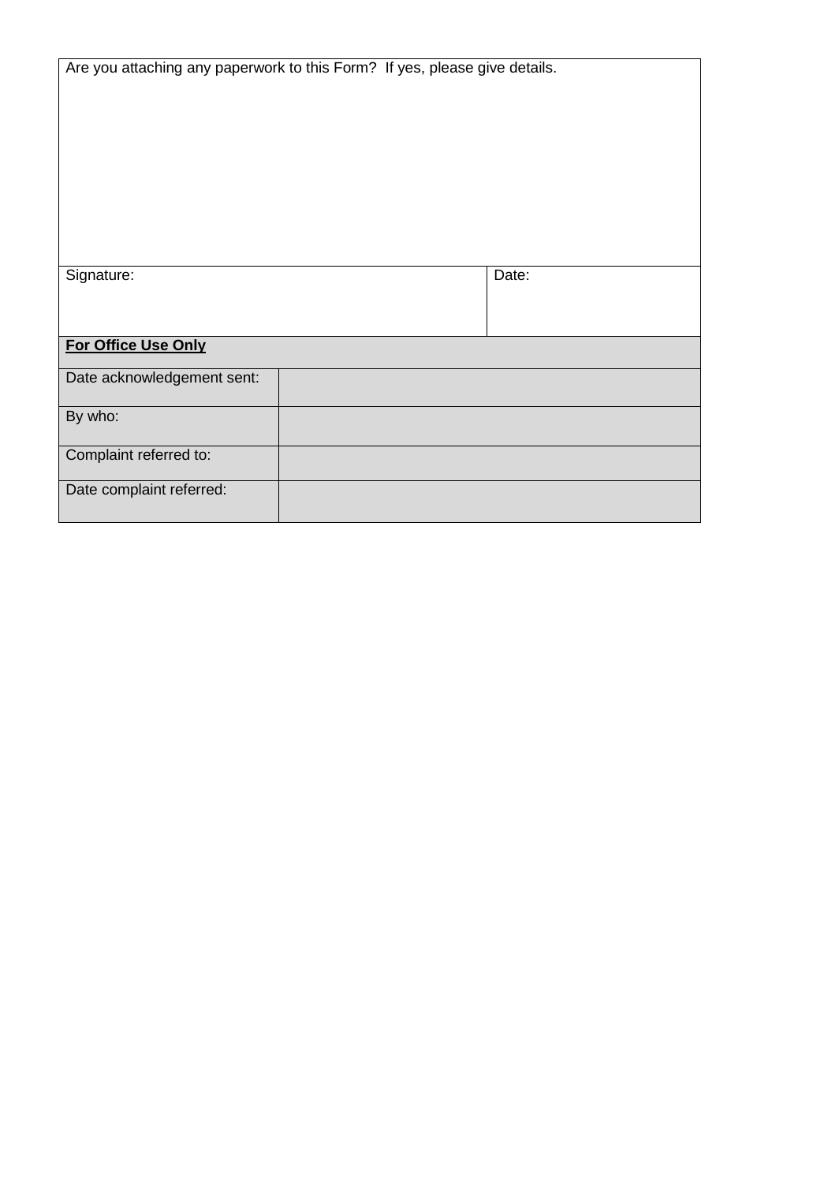| |
|---|
| Are you attaching any paperwork to this Form?  If yes, please give details. |

| | |
|---|---|
| Signature: | Date: |

| | |
|---|---|
| **For Office Use Only** | |
| Date acknowledgement sent: | |
| By who: | |
| Complaint referred to: | |
| Date complaint referred: | |